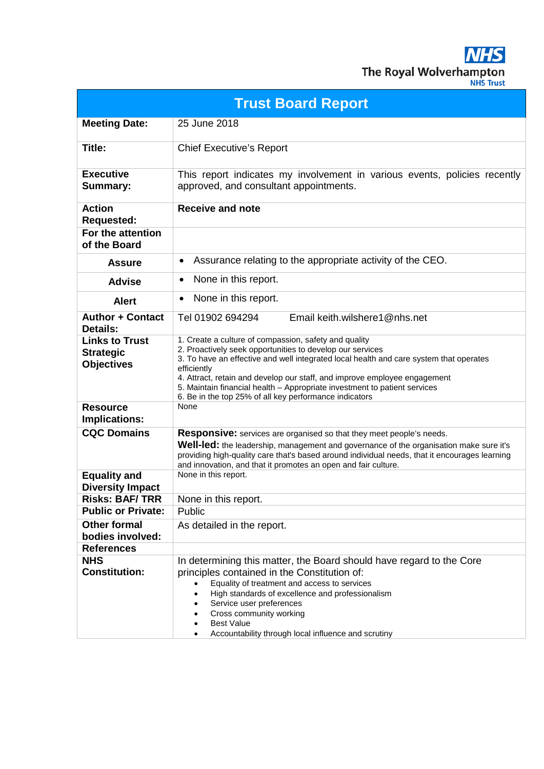The Royal Wolverhampton NHS Trust

# Trust Board Report

| | |
|---|---|
| **Meeting Date:** | 25 June 2018 |
| **Title:** | Chief Executive's Report |
| **Executive Summary:** | This report indicates my involvement in various events, policies recently approved, and consultant appointments. |
| **Action Requested:** | **Receive and note** |
| **For the attention of the Board** | |
| **Assure** | • Assurance relating to the appropriate activity of the CEO. |
| **Advise** | • None in this report. |
| **Alert** | • None in this report. |
| **Author + Contact Details:** | Tel 01902 694294 Email keith.wilshere1@nhs.net |
| **Links to Trust Strategic Objectives** | 1. Create a culture of compassion, safety and quality<br>2. Proactively seek opportunities to develop our services<br>3. To have an effective and well integrated local health and care system that operates efficiently<br>4. Attract, retain and develop our staff, and improve employee engagement<br>5. Maintain financial health – Appropriate investment to patient services<br>6. Be in the top 25% of all key performance indicators |
| **Resource Implications:** | None |
| **CQC Domains** | **Responsive:** services are organised so that they meet people's needs.<br>**Well-led:** the leadership, management and governance of the organisation make sure it's providing high-quality care that's based around individual needs, that it encourages learning and innovation, and that it promotes an open and fair culture. |
| **Equality and Diversity Impact** | None in this report. |
| **Risks: BAF/ TRR** | None in this report. |
| **Public or Private:** | Public |
| **Other formal bodies involved:** | As detailed in the report. |
| **References** | |
| **NHS Constitution:** | In determining this matter, the Board should have regard to the Core principles contained in the Constitution of:<br>• Equality of treatment and access to services<br>• High standards of excellence and professionalism<br>• Service user preferences<br>• Cross community working<br>• Best Value<br>• Accountability through local influence and scrutiny |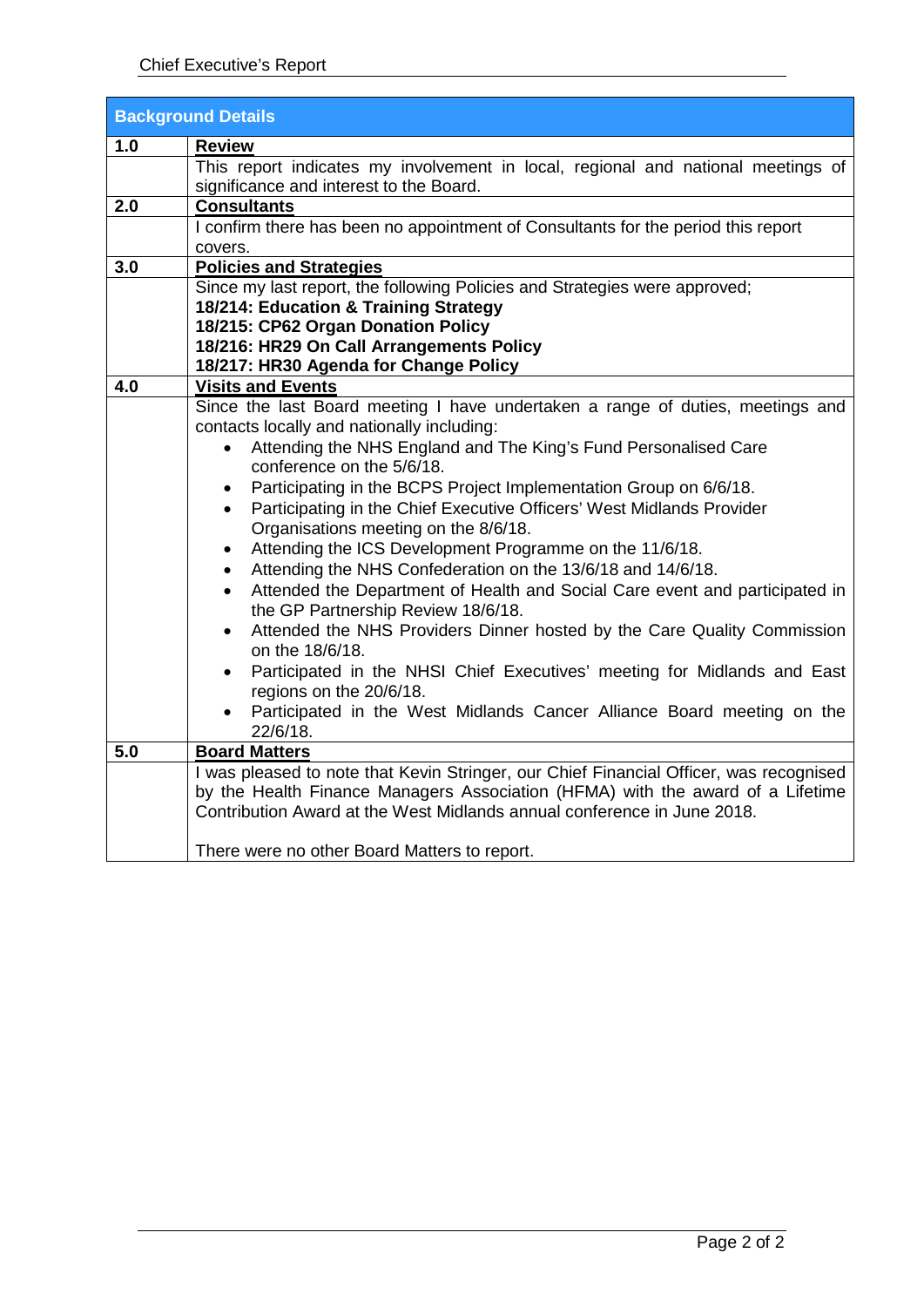| Background Details | |
|---|---|
| **1.0** | **Review** |
| | This report indicates my involvement in local, regional and national meetings of significance and interest to the Board. |
| **2.0** | **Consultants** |
| | I confirm there has been no appointment of Consultants for the period this report covers. |
| **3.0** | **Policies and Strategies** |
| | Since my last report, the following Policies and Strategies were approved;<br>**18/214: Education & Training Strategy**<br>**18/215: CP62 Organ Donation Policy**<br>**18/216: HR29 On Call Arrangements Policy**<br>**18/217: HR30 Agenda for Change Policy** |
| **4.0** | **Visits and Events** |
| | Since the last Board meeting I have undertaken a range of duties, meetings and contacts locally and nationally including:<br>• Attending the NHS England and The King's Fund Personalised Care conference on the 5/6/18.<br>• Participating in the BCPS Project Implementation Group on 6/6/18.<br>• Participating in the Chief Executive Officers' West Midlands Provider Organisations meeting on the 8/6/18.<br>• Attending the ICS Development Programme on the 11/6/18.<br>• Attending the NHS Confederation on the 13/6/18 and 14/6/18.<br>• Attended the Department of Health and Social Care event and participated in the GP Partnership Review 18/6/18.<br>• Attended the NHS Providers Dinner hosted by the Care Quality Commission on the 18/6/18.<br>• Participated in the NHSI Chief Executives' meeting for Midlands and East regions on the 20/6/18.<br>• Participated in the West Midlands Cancer Alliance Board meeting on the 22/6/18. |
| **5.0** | **Board Matters** |
| | I was pleased to note that Kevin Stringer, our Chief Financial Officer, was recognised by the Health Finance Managers Association (HFMA) with the award of a Lifetime Contribution Award at the West Midlands annual conference in June 2018.<br><br>There were no other Board Matters to report. |